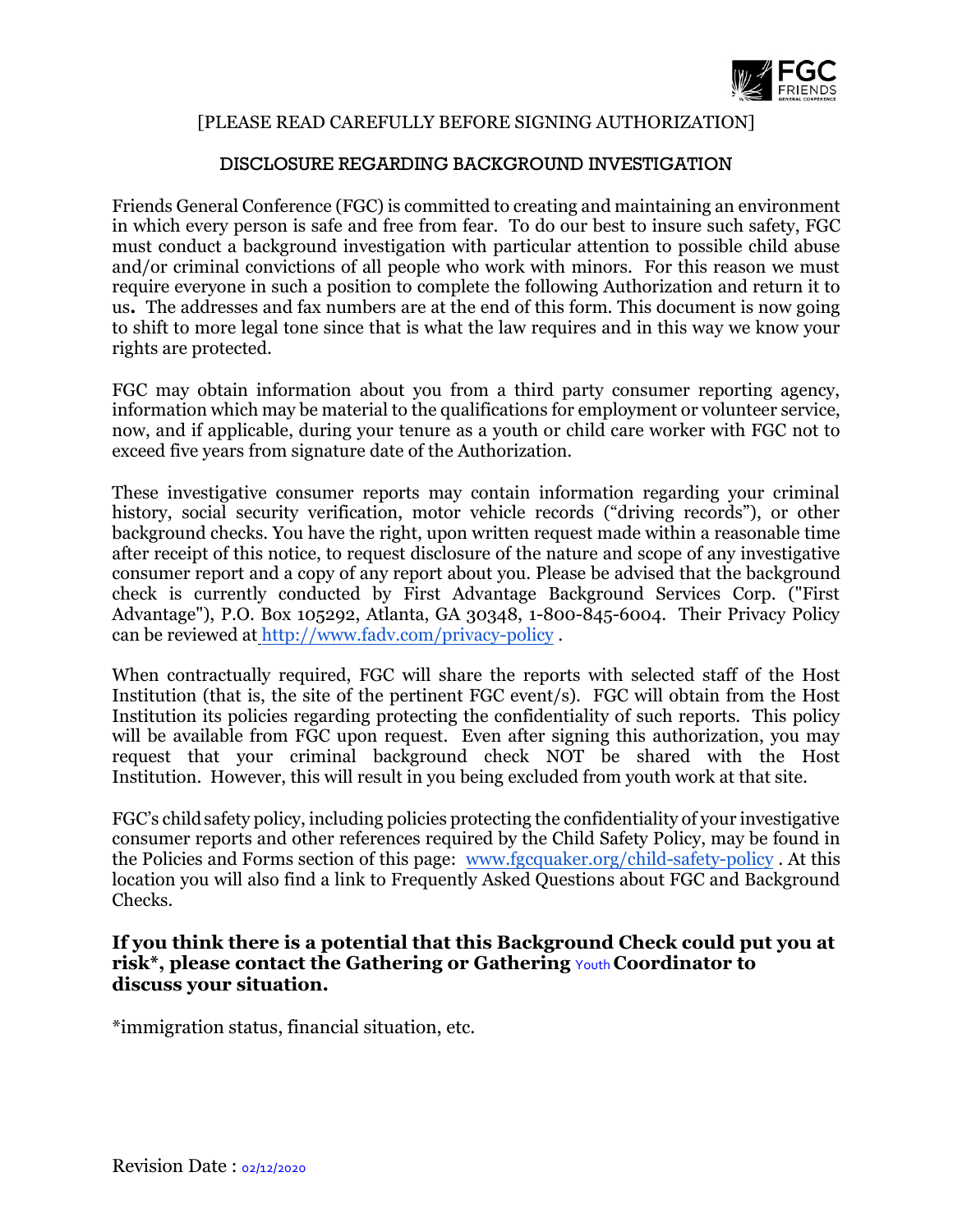[PLEASE READ CAREFULLY BEFORE SIGNING AUTHORIZATION]

## DISCLOSURE REGARDING BACKGROUND INVESTIGATION

Friends General Conference (FGC) is committed to creating and maintaining an environment in which every person is safe and free from fear. To do our best to insure such safety, FGC must conduct a background investigation with particular attention to possible child abuse and/or criminal convictions of all people who work with minors. For this reason we must require everyone in such a position to complete the following Authorization and return it to us**.** The addresses and fax numbers are at the end of this form. This document is now going to shift to more legal tone since that is what the law requires and in this way we know your rights are protected.

FGC may obtain information about you from a third party consumer reporting agency, information which may be material to the qualifications for employment or volunteer service, now, and if applicable, during your tenure as a youth or child care worker with FGC not to exceed five years from signature date of the Authorization.

These investigative consumer reports may contain information regarding your criminal history, social security verification, motor vehicle records ("driving records"), or other background checks. You have the right, upon written request made within a reasonable time after receipt of this notice, to request disclosure of the nature and scope of any investigative consumer report and a copy of any report about you. Please be advised that the background check is currently conducted by First Advantage Background Services Corp. ("First Advantage"), P.O. Box 105292, Atlanta, GA 30348, 1-800-845-6004. Their Privacy Policy can be reviewed at http://www.fadv.com/privacy-policy .

When contractually required, FGC will share the reports with selected staff of the Host Institution (that is, the site of the pertinent FGC event/s). FGC will obtain from the Host Institution its policies regarding protecting the confidentiality of such reports. This policy will be available from FGC upon request. Even after signing this authorization, you may request that your criminal background check NOT be shared with the Host Institution. However, this will result in you being excluded from youth work at that site.

FGC's child safety policy, including policies protecting the confidentiality of your investigative consumer reports and other references required by the Child Safety Policy, may be found in the Policies and Forms section of this page: www.fgcquaker.org/child-safety-policy . At this location you will also find a link to Frequently Asked Questions about FGC and Background Checks.

**If you think there is a potential that this Background Check could put you at risk*, please contact the Gathering or Gathering Youth Coordinator to discuss your situation.**

*immigration status, financial situation, etc.

Revision Date : 02/12/2020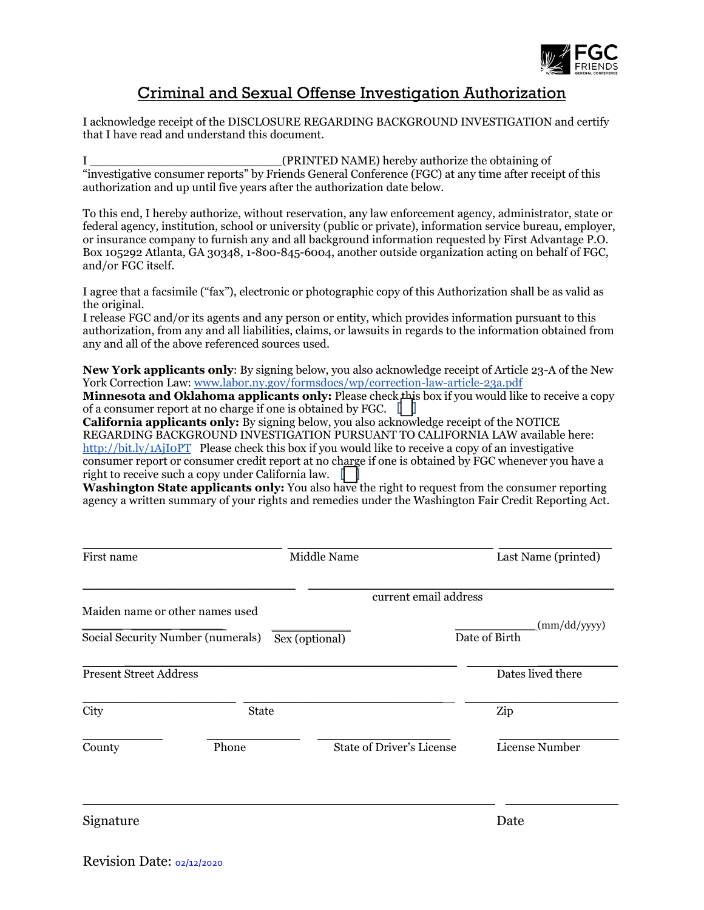# Criminal and Sexual Offense Investigation Authorization

I acknowledge receipt of the DISCLOSURE REGARDING BACKGROUND INVESTIGATION and certify that I have read and understand this document.

I ___________________________(PRINTED NAME) hereby authorize the obtaining of "investigative consumer reports" by Friends General Conference (FGC) at any time after receipt of this authorization and up until five years after the authorization date below.

To this end, I hereby authorize, without reservation, any law enforcement agency, administrator, state or federal agency, institution, school or university (public or private), information service bureau, employer, or insurance company to furnish any and all background information requested by First Advantage P.O. Box 105292 Atlanta, GA 30348, 1-800-845-6004, another outside organization acting on behalf of FGC, and/or FGC itself.

I agree that a facsimile ("fax"), electronic or photographic copy of this Authorization shall be as valid as the original.
I release FGC and/or its agents and any person or entity, which provides information pursuant to this authorization, from any and all liabilities, claims, or lawsuits in regards to the information obtained from any and all of the above referenced sources used.

**New York applicants only**: By signing below, you also acknowledge receipt of Article 23-A of the New York Correction Law: www.labor.ny.gov/formsdocs/wp/correction-law-article-23a.pdf
**Minnesota and Oklahoma applicants only:** Please check this box if you would like to receive a copy of a consumer report at no charge if one is obtained by FGC. ☐
**California applicants only:** By signing below, you also acknowledge receipt of the NOTICE REGARDING BACKGROUND INVESTIGATION PURSUANT TO CALIFORNIA LAW available here: http://bit.ly/1AjI0PT Please check this box if you would like to receive a copy of an investigative consumer report or consumer credit report at no charge if one is obtained by FGC whenever you have a right to receive such a copy under California law. ☐
**Washington State applicants only:** You also have the right to request from the consumer reporting agency a written summary of your rights and remedies under the Washington Fair Credit Reporting Act.

| ____________________ | ____________________ | ____________________ |
|---|---|---|
| First name | Middle Name | Last Name (printed) |

| ____________________ | ____________________ |
|---|---|
| Maiden name or other names used | current email address |

| ____ ____ ____ | ________ | ________(mm/dd/yyyy) |
|---|---|---|
| Social Security Number (numerals) | Sex (optional) | Date of Birth |

| ____________________ | ____________ |
|---|---|
| Present Street Address | Dates lived there |

| ____________ | ____________ | ____________ |
|---|---|---|
| City | State | Zip |

| ________ | ________ | ________ | ________ |
|---|---|---|---|
| County | Phone | State of Driver's License | License Number |

| ______________________________ | ____________ |
|---|---|
| Signature | Date |

Revision Date: 02/12/2020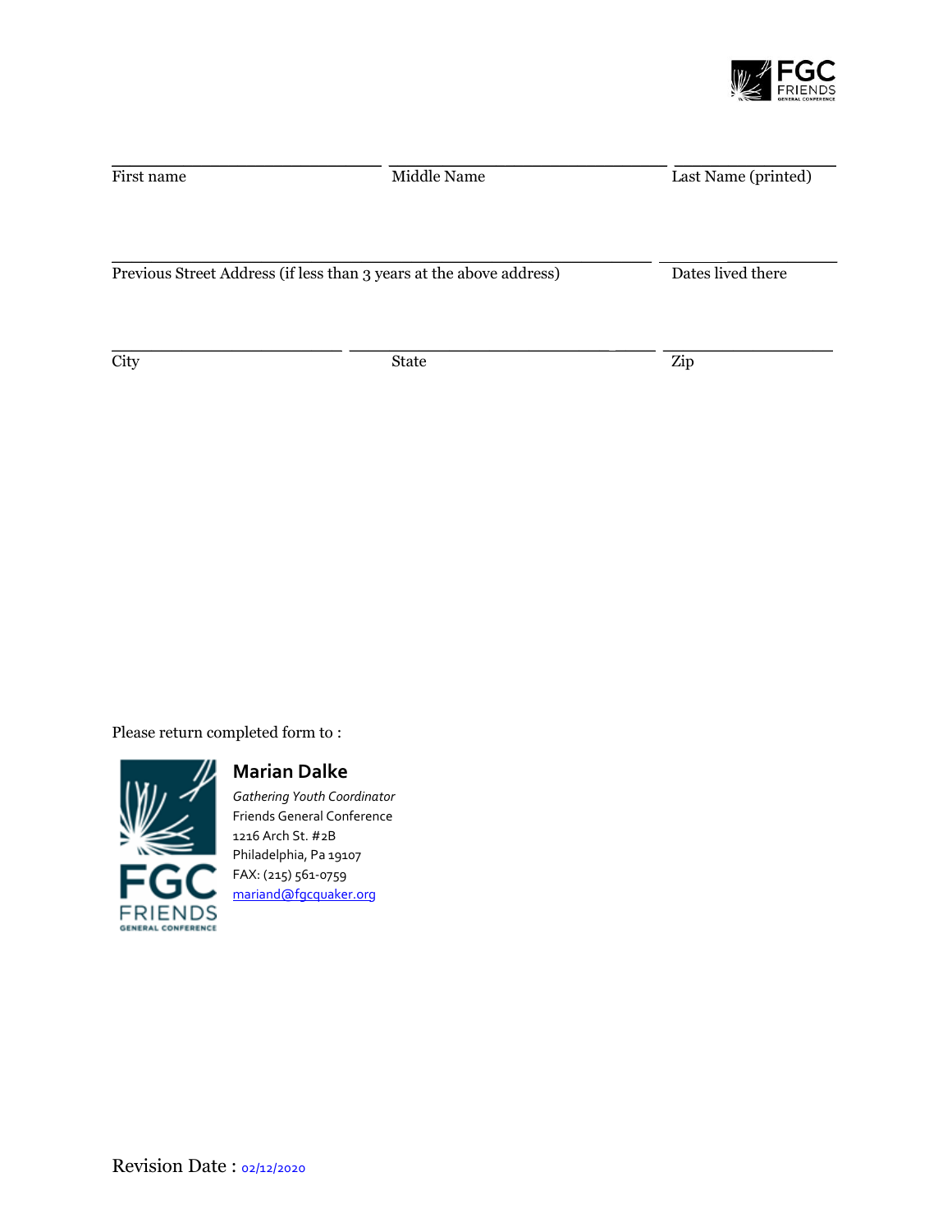| First name | Middle Name | Last Name (printed) |
|---|---|---|

| Previous Street Address (if less than 3 years at the above address) | Dates lived there |
|---|---|

| City | State | Zip |
|---|---|---|

Please return completed form to :

**Marian Dalke**
*Gathering Youth Coordinator*
Friends General Conference
1216 Arch St. #2B
Philadelphia, Pa 19107
FAX: (215) 561-0759
mariand@fgcquaker.org

Revision Date : 02/12/2020